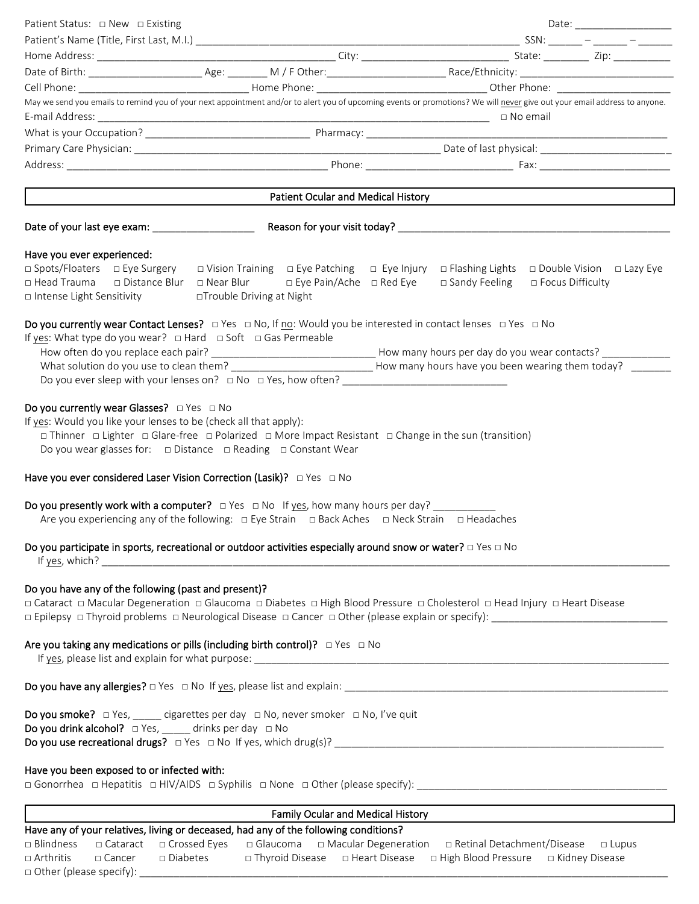Patient Status: □ New □ Existing Date: _________________

Patient's Name (Title, First Last, M.I.) ____________________________________________________________ SSN: ______ – ______ – ______

Home Address: ____________________________________________ City: ___________________________ State: ________ Zip: __________

Date of Birth: ____________________ Age: _______ M / F Other:_____________________ Race/Ethnicity: ____________________________

Cell Phone: ______________________________ Home Phone: ______________________________ Other Phone: ____________________

May we send you emails to remind you of your next appointment and/or to alert you of upcoming events or promotions? We will never give out your email address to anyone.

E-mail Address: ___________________________________________________________________________ □ No email

What is your Occupation? ______________________________ Pharmacy: ___________________________________________________________

Primary Care Physician: _________________________________________________________ Date of last physical: _______________________

Address: ________________________________________________ Phone: __________________________ Fax: _______________________

## Patient Ocular and Medical History

**Date of your last eye exam:** __________________ **Reason for your visit today?** ___________________________________________________

**Have you ever experienced:**

□ Spots/Floaters □ Eye Surgery □ Vision Training □ Eye Patching □ Eye Injury □ Flashing Lights □ Double Vision □ Lazy Eye
□ Head Trauma □ Distance Blur □ Near Blur □ Eye Pain/Ache □ Red Eye □ Sandy Feeling □ Focus Difficulty
□ Intense Light Sensitivity □Trouble Driving at Night

**Do you currently wear Contact Lenses?** □ Yes □ No, If no: Would you be interested in contact lenses □ Yes □ No

If yes: What type do you wear? □ Hard □ Soft □ Gas Permeable

How often do you replace each pair? ____________________________ How many hours per day do you wear contacts? ____________

What solution do you use to clean them? _________________________ How many hours have you been wearing them today? _______

Do you ever sleep with your lenses on? □ No □ Yes, how often? ______________________________

**Do you currently wear Glasses?** □ Yes □ No

If yes: Would you like your lenses to be (check all that apply):

□ Thinner □ Lighter □ Glare-free □ Polarized □ More Impact Resistant □ Change in the sun (transition)

Do you wear glasses for: □ Distance □ Reading □ Constant Wear

**Have you ever considered Laser Vision Correction (Lasik)?** □ Yes □ No

**Do you presently work with a computer?** □ Yes □ No If yes, how many hours per day? ___________

Are you experiencing any of the following: □ Eye Strain □ Back Aches □ Neck Strain □ Headaches

**Do you participate in sports, recreational or outdoor activities especially around snow or water?** □ Yes □ No

If yes, which? ______________________________________________________________________________________________

**Do you have any of the following (past and present)?**

□ Cataract □ Macular Degeneration □ Glaucoma □ Diabetes □ High Blood Pressure □ Cholesterol □ Head Injury □ Heart Disease
□ Epilepsy □ Thyroid problems □ Neurological Disease □ Cancer □ Other (please explain or specify): _______________________________

**Are you taking any medications or pills (including birth control)?** □ Yes □ No

If yes, please list and explain for what purpose: ___________________________________________________________________________

**Do you have any allergies?** □ Yes □ No If yes, please list and explain: ______________________________________________________

**Do you smoke?** □ Yes, _____ cigarettes per day □ No, never smoker □ No, I've quit
**Do you drink alcohol?** □ Yes, _____ drinks per day □ No
**Do you use recreational drugs?** □ Yes □ No If yes, which drug(s)? _________________________________________________________

**Have you been exposed to or infected with:**

□ Gonorrhea □ Hepatitis □ HIV/AIDS □ Syphilis □ None □ Other (please specify): ____________________________________________

## Family Ocular and Medical History

**Have any of your relatives, living or deceased, had any of the following conditions?**

□ Blindness □ Cataract □ Crossed Eyes □ Glaucoma □ Macular Degeneration □ Retinal Detachment/Disease □ Lupus
□ Arthritis □ Cancer □ Diabetes □ Thyroid Disease □ Heart Disease □ High Blood Pressure □ Kidney Disease
□ Other (please specify): ____________________________________________________________________________________________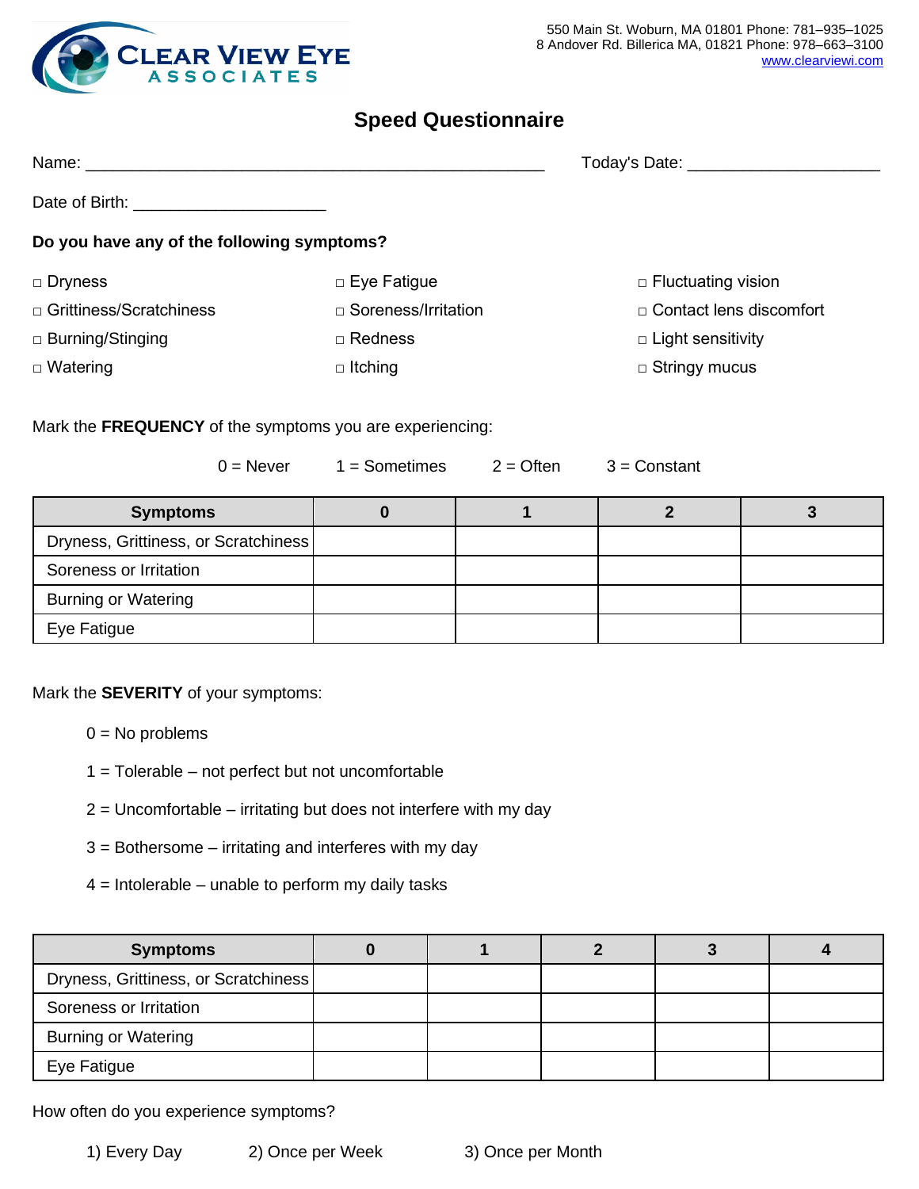CLEAR VIEW EYE ASSOCIATES

550 Main St. Woburn, MA 01801 Phone: 781–935–1025
8 Andover Rd. Billerica MA, 01821 Phone: 978–663–3100
www.clearviewi.com

# Speed Questionnaire

Name: ______________________________________________ Today's Date: ____________________

Date of Birth: ____________________

**Do you have any of the following symptoms?**

- □ Dryness
- □ Grittiness/Scratchiness
- □ Burning/Stinging
- □ Watering
- □ Eye Fatigue
- □ Soreness/Irritation
- □ Redness
- □ Itching
- □ Fluctuating vision
- □ Contact lens discomfort
- □ Light sensitivity
- □ Stringy mucus

Mark the **FREQUENCY** of the symptoms you are experiencing:

0 = Never 1 = Sometimes 2 = Often 3 = Constant

| Symptoms | 0 | 1 | 2 | 3 |
|---|---|---|---|---|
| Dryness, Grittiness, or Scratchiness | | | | |
| Soreness or Irritation | | | | |
| Burning or Watering | | | | |
| Eye Fatigue | | | | |

Mark the **SEVERITY** of your symptoms:

0 = No problems

1 = Tolerable – not perfect but not uncomfortable

2 = Uncomfortable – irritating but does not interfere with my day

3 = Bothersome – irritating and interferes with my day

4 = Intolerable – unable to perform my daily tasks

| Symptoms | 0 | 1 | 2 | 3 | 4 |
|---|---|---|---|---|---|
| Dryness, Grittiness, or Scratchiness | | | | | |
| Soreness or Irritation | | | | | |
| Burning or Watering | | | | | |
| Eye Fatigue | | | | | |

How often do you experience symptoms?

1) Every Day 2) Once per Week 3) Once per Month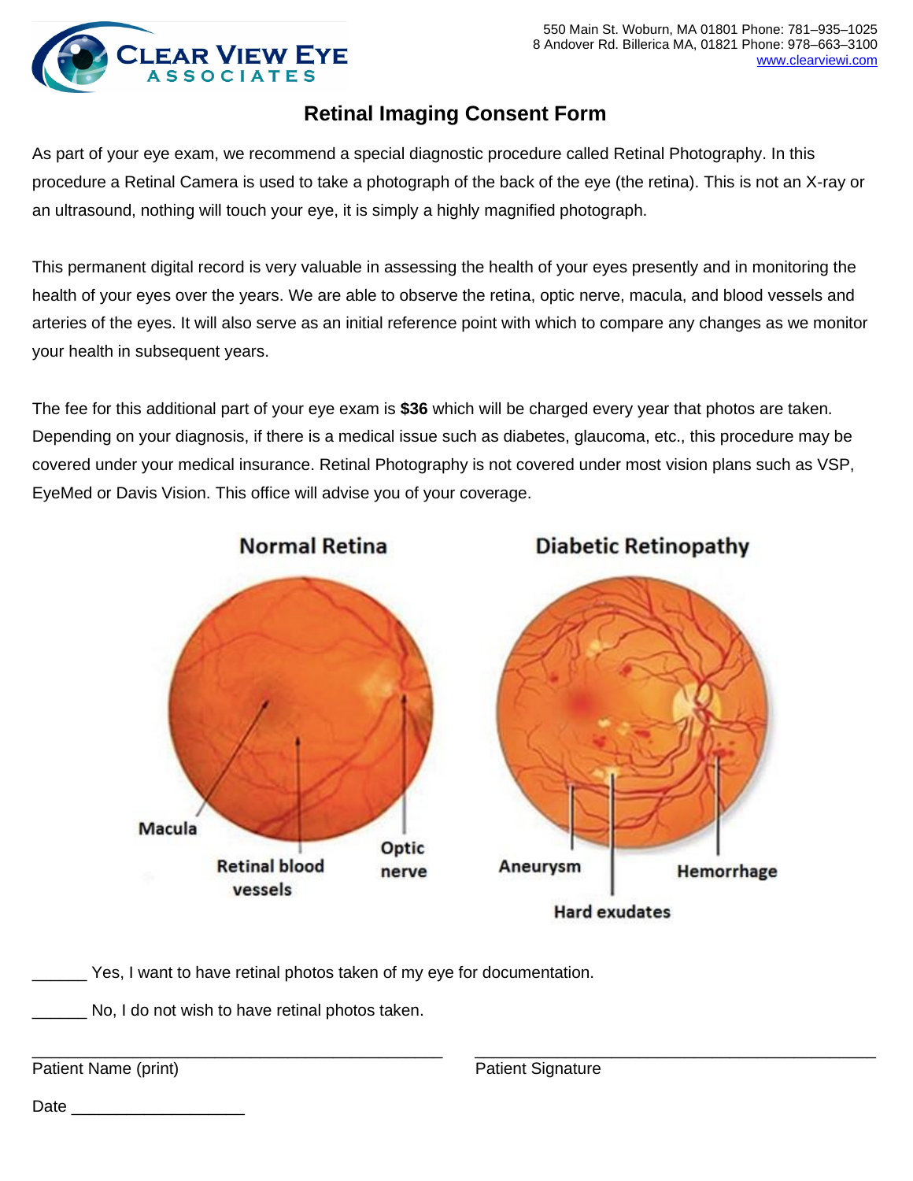550 Main St. Woburn, MA 01801 Phone: 781–935–1025
8 Andover Rd. Billerica MA, 01821 Phone: 978–663–3100
www.clearviewi.com

# Retinal Imaging Consent Form

As part of your eye exam, we recommend a special diagnostic procedure called Retinal Photography. In this procedure a Retinal Camera is used to take a photograph of the back of the eye (the retina). This is not an X-ray or an ultrasound, nothing will touch your eye, it is simply a highly magnified photograph.

This permanent digital record is very valuable in assessing the health of your eyes presently and in monitoring the health of your eyes over the years. We are able to observe the retina, optic nerve, macula, and blood vessels and arteries of the eyes. It will also serve as an initial reference point with which to compare any changes as we monitor your health in subsequent years.

The fee for this additional part of your eye exam is **$36** which will be charged every year that photos are taken. Depending on your diagnosis, if there is a medical issue such as diabetes, glaucoma, etc., this procedure may be covered under your medical insurance. Retinal Photography is not covered under most vision plans such as VSP, EyeMed or Davis Vision. This office will advise you of your coverage.

Normal Retina — Macula, Retinal blood vessels, Optic nerve

Diabetic Retinopathy — Aneurysm, Hard exudates, Hemorrhage

______ Yes, I want to have retinal photos taken of my eye for documentation.

______ No, I do not wish to have retinal photos taken.

______________________________ Patient Name (print)

______________________________ Patient Signature

Date ___________________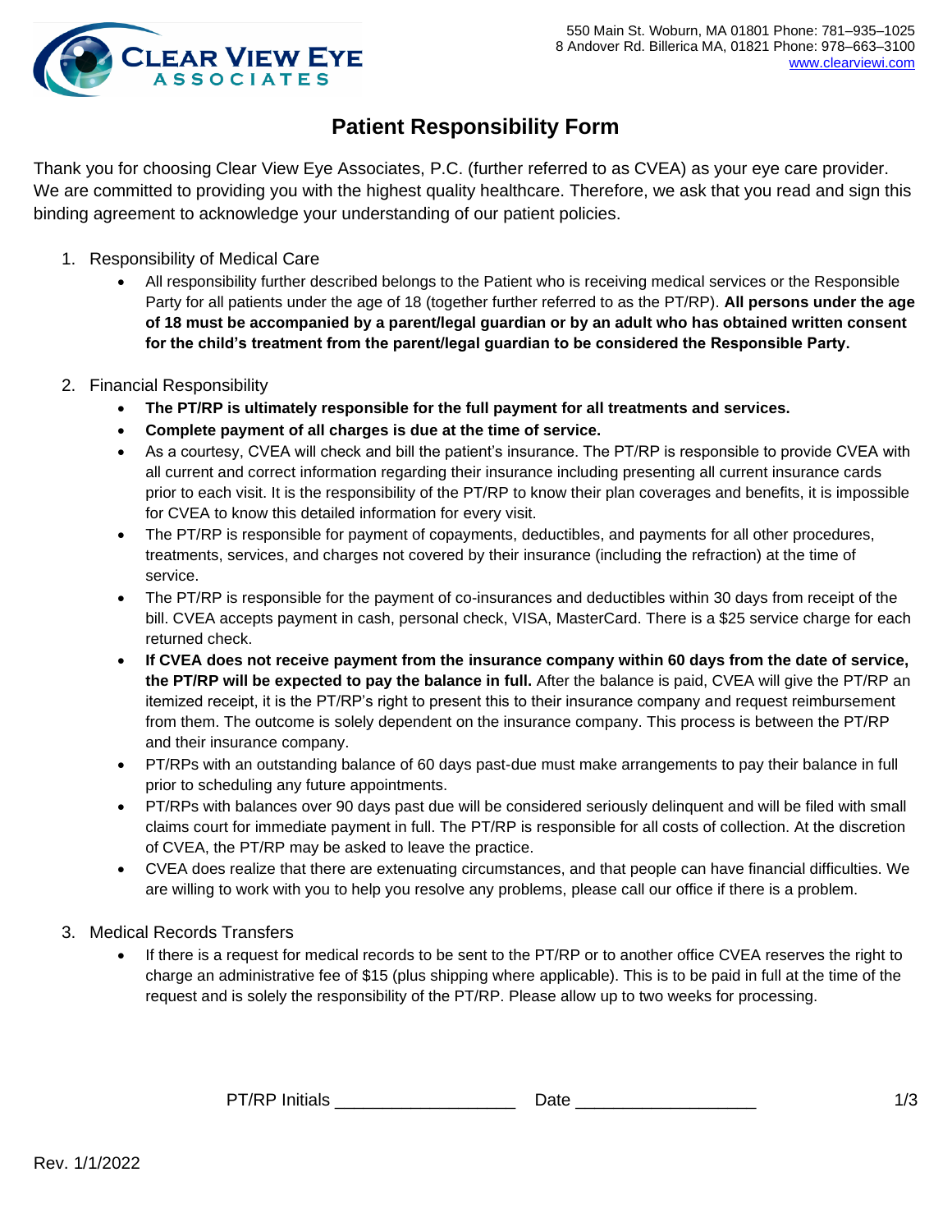550 Main St. Woburn, MA 01801 Phone: 781–935–1025
8 Andover Rd. Billerica MA, 01821 Phone: 978–663–3100
www.clearviewi.com

# Patient Responsibility Form

Thank you for choosing Clear View Eye Associates, P.C. (further referred to as CVEA) as your eye care provider. We are committed to providing you with the highest quality healthcare. Therefore, we ask that you read and sign this binding agreement to acknowledge your understanding of our patient policies.

1. Responsibility of Medical Care
   - All responsibility further described belongs to the Patient who is receiving medical services or the Responsible Party for all patients under the age of 18 (together further referred to as the PT/RP). **All persons under the age of 18 must be accompanied by a parent/legal guardian or by an adult who has obtained written consent for the child's treatment from the parent/legal guardian to be considered the Responsible Party.**

2. Financial Responsibility
   - **The PT/RP is ultimately responsible for the full payment for all treatments and services.**
   - **Complete payment of all charges is due at the time of service.**
   - As a courtesy, CVEA will check and bill the patient's insurance. The PT/RP is responsible to provide CVEA with all current and correct information regarding their insurance including presenting all current insurance cards prior to each visit. It is the responsibility of the PT/RP to know their plan coverages and benefits, it is impossible for CVEA to know this detailed information for every visit.
   - The PT/RP is responsible for payment of copayments, deductibles, and payments for all other procedures, treatments, services, and charges not covered by their insurance (including the refraction) at the time of service.
   - The PT/RP is responsible for the payment of co-insurances and deductibles within 30 days from receipt of the bill. CVEA accepts payment in cash, personal check, VISA, MasterCard. There is a $25 service charge for each returned check.
   - **If CVEA does not receive payment from the insurance company within 60 days from the date of service, the PT/RP will be expected to pay the balance in full.** After the balance is paid, CVEA will give the PT/RP an itemized receipt, it is the PT/RP's right to present this to their insurance company and request reimbursement from them. The outcome is solely dependent on the insurance company. This process is between the PT/RP and their insurance company.
   - PT/RPs with an outstanding balance of 60 days past-due must make arrangements to pay their balance in full prior to scheduling any future appointments.
   - PT/RPs with balances over 90 days past due will be considered seriously delinquent and will be filed with small claims court for immediate payment in full. The PT/RP is responsible for all costs of collection. At the discretion of CVEA, the PT/RP may be asked to leave the practice.
   - CVEA does realize that there are extenuating circumstances, and that people can have financial difficulties. We are willing to work with you to help you resolve any problems, please call our office if there is a problem.

3. Medical Records Transfers
   - If there is a request for medical records to be sent to the PT/RP or to another office CVEA reserves the right to charge an administrative fee of $15 (plus shipping where applicable). This is to be paid in full at the time of the request and is solely the responsibility of the PT/RP. Please allow up to two weeks for processing.

PT/RP Initials __________________ Date __________________

Rev. 1/1/2022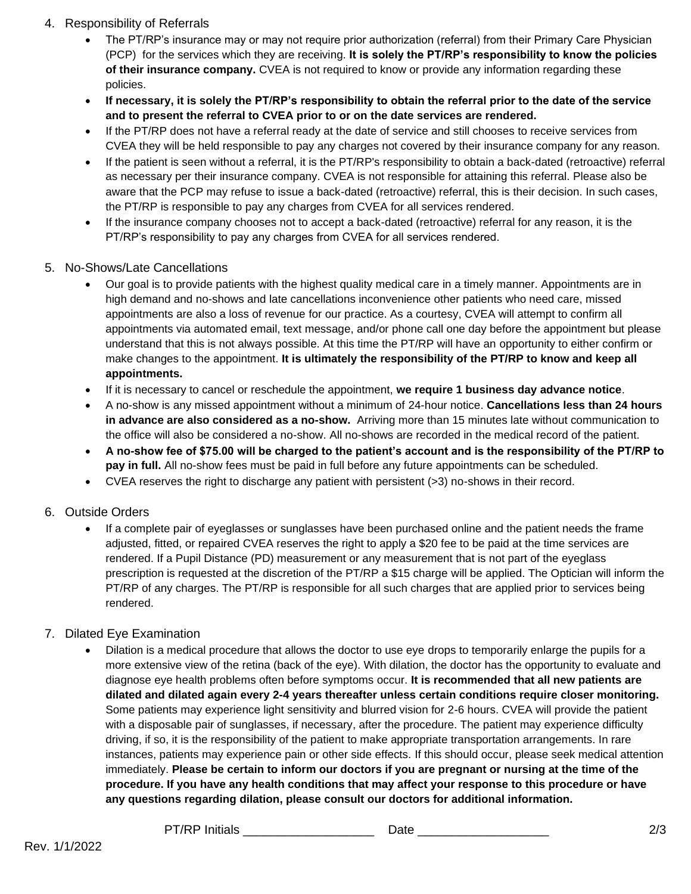4. Responsibility of Referrals
    - The PT/RP's insurance may or may not require prior authorization (referral) from their Primary Care Physician (PCP) for the services which they are receiving. **It is solely the PT/RP's responsibility to know the policies of their insurance company.** CVEA is not required to know or provide any information regarding these policies.
    - **If necessary, it is solely the PT/RP's responsibility to obtain the referral prior to the date of the service and to present the referral to CVEA prior to or on the date services are rendered.**
    - If the PT/RP does not have a referral ready at the date of service and still chooses to receive services from CVEA they will be held responsible to pay any charges not covered by their insurance company for any reason.
    - If the patient is seen without a referral, it is the PT/RP's responsibility to obtain a back-dated (retroactive) referral as necessary per their insurance company. CVEA is not responsible for attaining this referral. Please also be aware that the PCP may refuse to issue a back-dated (retroactive) referral, this is their decision. In such cases, the PT/RP is responsible to pay any charges from CVEA for all services rendered.
    - If the insurance company chooses not to accept a back-dated (retroactive) referral for any reason, it is the PT/RP's responsibility to pay any charges from CVEA for all services rendered.

5. No-Shows/Late Cancellations
    - Our goal is to provide patients with the highest quality medical care in a timely manner. Appointments are in high demand and no-shows and late cancellations inconvenience other patients who need care, missed appointments are also a loss of revenue for our practice. As a courtesy, CVEA will attempt to confirm all appointments via automated email, text message, and/or phone call one day before the appointment but please understand that this is not always possible. At this time the PT/RP will have an opportunity to either confirm or make changes to the appointment. **It is ultimately the responsibility of the PT/RP to know and keep all appointments.**
    - If it is necessary to cancel or reschedule the appointment, **we require 1 business day advance notice**.
    - A no-show is any missed appointment without a minimum of 24-hour notice. **Cancellations less than 24 hours in advance are also considered as a no-show.** Arriving more than 15 minutes late without communication to the office will also be considered a no-show. All no-shows are recorded in the medical record of the patient.
    - **A no-show fee of $75.00 will be charged to the patient's account and is the responsibility of the PT/RP to pay in full.** All no-show fees must be paid in full before any future appointments can be scheduled.
    - CVEA reserves the right to discharge any patient with persistent (>3) no-shows in their record.

6. Outside Orders
    - If a complete pair of eyeglasses or sunglasses have been purchased online and the patient needs the frame adjusted, fitted, or repaired CVEA reserves the right to apply a $20 fee to be paid at the time services are rendered. If a Pupil Distance (PD) measurement or any measurement that is not part of the eyeglass prescription is requested at the discretion of the PT/RP a $15 charge will be applied. The Optician will inform the PT/RP of any charges. The PT/RP is responsible for all such charges that are applied prior to services being rendered.

7. Dilated Eye Examination
    - Dilation is a medical procedure that allows the doctor to use eye drops to temporarily enlarge the pupils for a more extensive view of the retina (back of the eye). With dilation, the doctor has the opportunity to evaluate and diagnose eye health problems often before symptoms occur. **It is recommended that all new patients are dilated and dilated again every 2-4 years thereafter unless certain conditions require closer monitoring.** Some patients may experience light sensitivity and blurred vision for 2-6 hours. CVEA will provide the patient with a disposable pair of sunglasses, if necessary, after the procedure. The patient may experience difficulty driving, if so, it is the responsibility of the patient to make appropriate transportation arrangements. In rare instances, patients may experience pain or other side effects. If this should occur, please seek medical attention immediately. **Please be certain to inform our doctors if you are pregnant or nursing at the time of the procedure. If you have any health conditions that may affect your response to this procedure or have any questions regarding dilation, please consult our doctors for additional information.**

PT/RP Initials ___________________ Date ___________________

Rev. 1/1/2022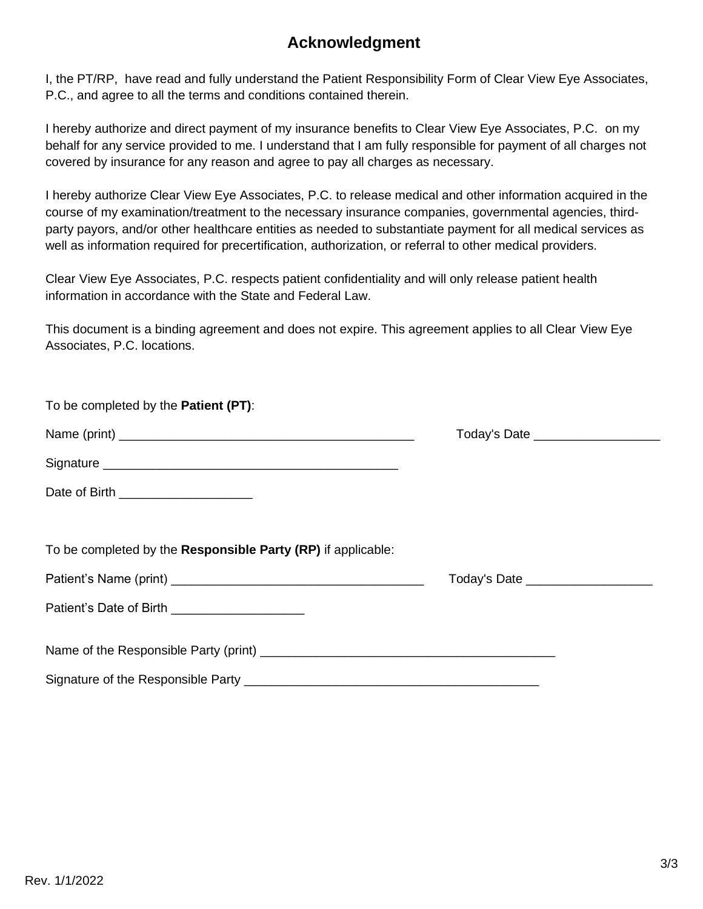# Acknowledgment

I, the PT/RP, have read and fully understand the Patient Responsibility Form of Clear View Eye Associates, P.C., and agree to all the terms and conditions contained therein.

I hereby authorize and direct payment of my insurance benefits to Clear View Eye Associates, P.C. on my behalf for any service provided to me. I understand that I am fully responsible for payment of all charges not covered by insurance for any reason and agree to pay all charges as necessary.

I hereby authorize Clear View Eye Associates, P.C. to release medical and other information acquired in the course of my examination/treatment to the necessary insurance companies, governmental agencies, third-party payors, and/or other healthcare entities as needed to substantiate payment for all medical services as well as information required for precertification, authorization, or referral to other medical providers.

Clear View Eye Associates, P.C. respects patient confidentiality and will only release patient health information in accordance with the State and Federal Law.

This document is a binding agreement and does not expire. This agreement applies to all Clear View Eye Associates, P.C. locations.

To be completed by the **Patient (PT)**:

Name (print) ___________________________________________ Today's Date __________________

Signature __________________________________________

Date of Birth ___________________

To be completed by the **Responsible Party (RP)** if applicable:

Patient's Name (print) _____________________________________ Today's Date __________________

Patient's Date of Birth ___________________

Name of the Responsible Party (print) __________________________________________

Signature of the Responsible Party __________________________________________

Rev. 1/1/2022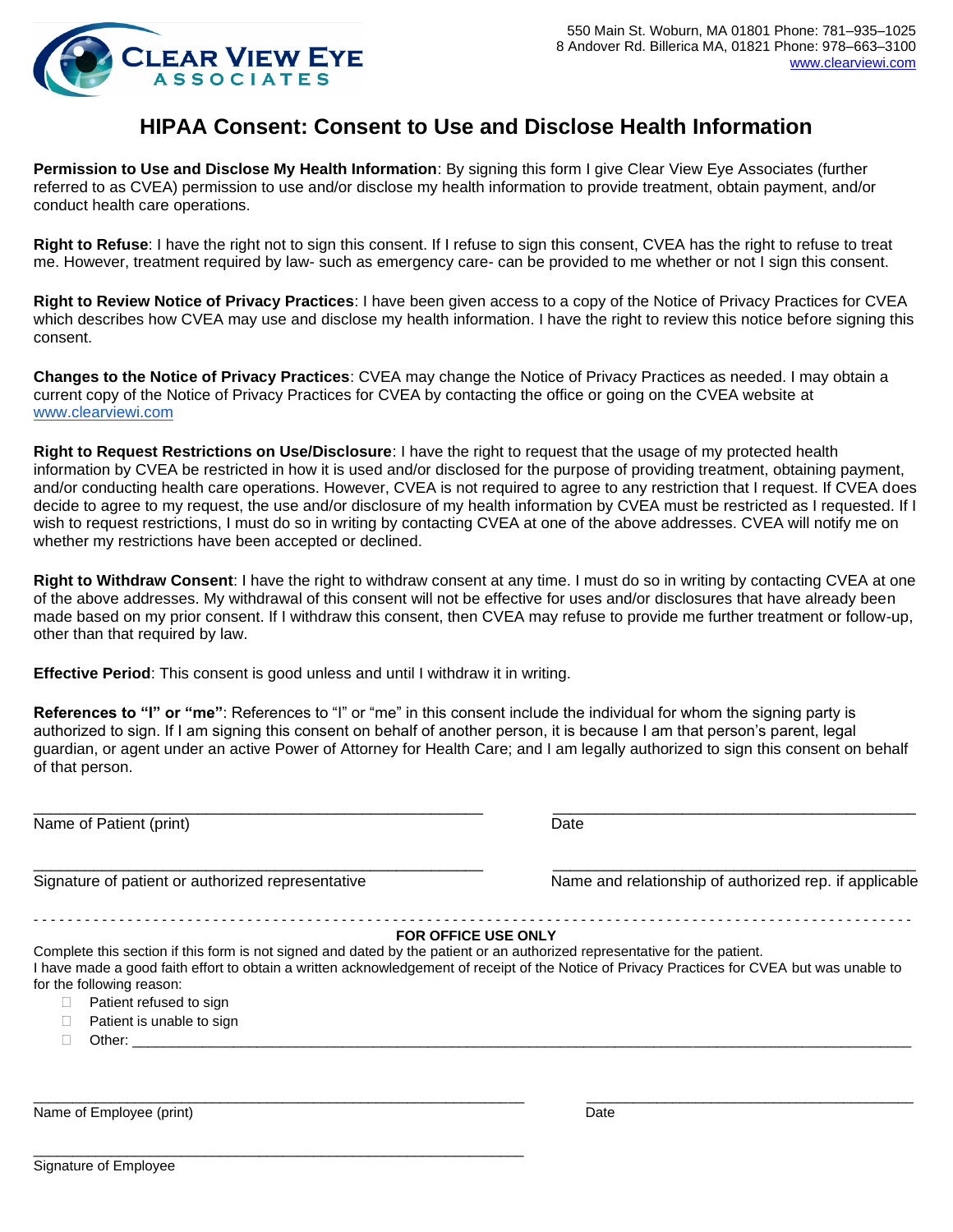**Clear View Eye Associates**

550 Main St. Woburn, MA 01801 Phone: 781–935–1025
8 Andover Rd. Billerica MA, 01821 Phone: 978–663–3100
www.clearviewi.com

# HIPAA Consent: Consent to Use and Disclose Health Information

**Permission to Use and Disclose My Health Information**: By signing this form I give Clear View Eye Associates (further referred to as CVEA) permission to use and/or disclose my health information to provide treatment, obtain payment, and/or conduct health care operations.

**Right to Refuse**: I have the right not to sign this consent. If I refuse to sign this consent, CVEA has the right to refuse to treat me. However, treatment required by law- such as emergency care- can be provided to me whether or not I sign this consent.

**Right to Review Notice of Privacy Practices**: I have been given access to a copy of the Notice of Privacy Practices for CVEA which describes how CVEA may use and disclose my health information. I have the right to review this notice before signing this consent.

**Changes to the Notice of Privacy Practices**: CVEA may change the Notice of Privacy Practices as needed. I may obtain a current copy of the Notice of Privacy Practices for CVEA by contacting the office or going on the CVEA website at www.clearviewi.com

**Right to Request Restrictions on Use/Disclosure**: I have the right to request that the usage of my protected health information by CVEA be restricted in how it is used and/or disclosed for the purpose of providing treatment, obtaining payment, and/or conducting health care operations. However, CVEA is not required to agree to any restriction that I request. If CVEA does decide to agree to my request, the use and/or disclosure of my health information by CVEA must be restricted as I requested. If I wish to request restrictions, I must do so in writing by contacting CVEA at one of the above addresses. CVEA will notify me on whether my restrictions have been accepted or declined.

**Right to Withdraw Consent**: I have the right to withdraw consent at any time. I must do so in writing by contacting CVEA at one of the above addresses. My withdrawal of this consent will not be effective for uses and/or disclosures that have already been made based on my prior consent. If I withdraw this consent, then CVEA may refuse to provide me further treatment or follow-up, other than that required by law.

**Effective Period**: This consent is good unless and until I withdraw it in writing.

**References to "I" or "me"**: References to "I" or "me" in this consent include the individual for whom the signing party is authorized to sign. If I am signing this consent on behalf of another person, it is because I am that person's parent, legal guardian, or agent under an active Power of Attorney for Health Care; and I am legally authorized to sign this consent on behalf of that person.

______________________________________ Name of Patient (print)

______________________________________ Date

______________________________________ Signature of patient or authorized representative

______________________________________ Name and relationship of authorized rep. if applicable

---

**FOR OFFICE USE ONLY**

Complete this section if this form is not signed and dated by the patient or an authorized representative for the patient.
I have made a good faith effort to obtain a written acknowledgement of receipt of the Notice of Privacy Practices for CVEA but was unable to for the following reason:

- ☐ Patient refused to sign
- ☐ Patient is unable to sign
- ☐ Other: ______________________________________

______________________________________ Name of Employee (print)

______________________________________ Date

______________________________________ Signature of Employee